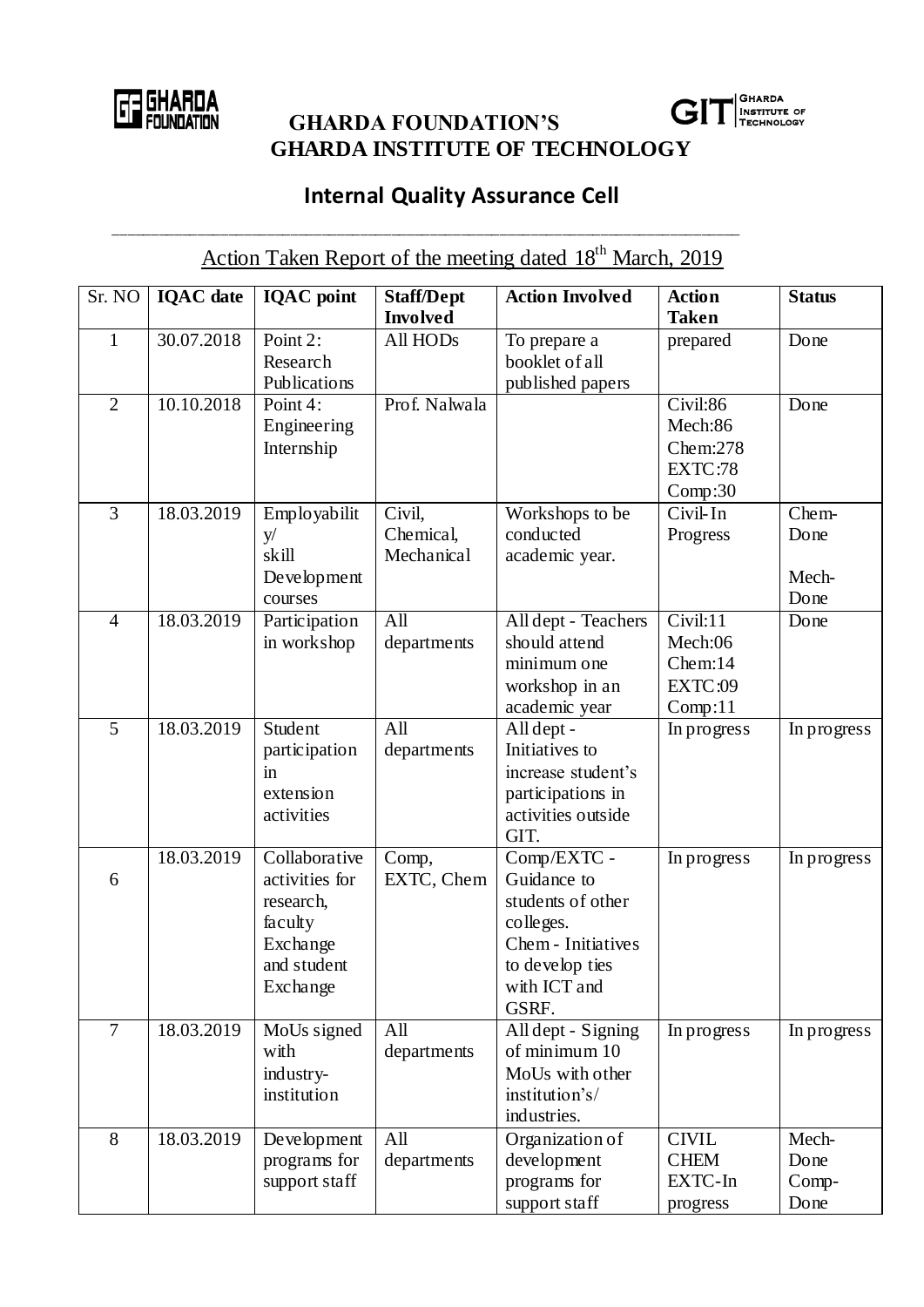# GHARDA FOUNDATION'S
# GHARDA INSTITUTE OF TECHNOLOGY

## Internal Quality Assurance Cell

---

### Action Taken Report of the meeting dated 18th March, 2019

| Sr. NO | IQAC date | IQAC point | Staff/Dept Involved | Action Involved | Action Taken | Status |
|---|---|---|---|---|---|---|
| 1 | 30.07.2018 | Point 2: Research Publications | All HODs | To prepare a booklet of all published papers | prepared | Done |
| 2 | 10.10.2018 | Point 4: Engineering Internship | Prof. Nalwala | | Civil:86 Mech:86 Chem:278 EXTC:78 Comp:30 | Done |
| 3 | 18.03.2019 | Employability/ skill Development courses | Civil, Chemical, Mechanical | Workshops to be conducted academic year. | Civil-In Progress | Chem-Done Mech-Done |
| 4 | 18.03.2019 | Participation in workshop | All departments | All dept - Teachers should attend minimum one workshop in an academic year | Civil:11 Mech:06 Chem:14 EXTC:09 Comp:11 | Done |
| 5 | 18.03.2019 | Student participation in extension activities | All departments | All dept - Initiatives to increase student's participations in activities outside GIT. | In progress | In progress |
| 6 | 18.03.2019 | Collaborative activities for research, faculty Exchange and student Exchange | Comp, EXTC, Chem | Comp/EXTC - Guidance to students of other colleges. Chem - Initiatives to develop ties with ICT and GSRF. | In progress | In progress |
| 7 | 18.03.2019 | MoUs signed with industry-institution | All departments | All dept - Signing of minimum 10 MoUs with other institution's/ industries. | In progress | In progress |
| 8 | 18.03.2019 | Development programs for support staff | All departments | Organization of development programs for support staff | CIVIL CHEM EXTC-In progress | Mech-Done Comp-Done |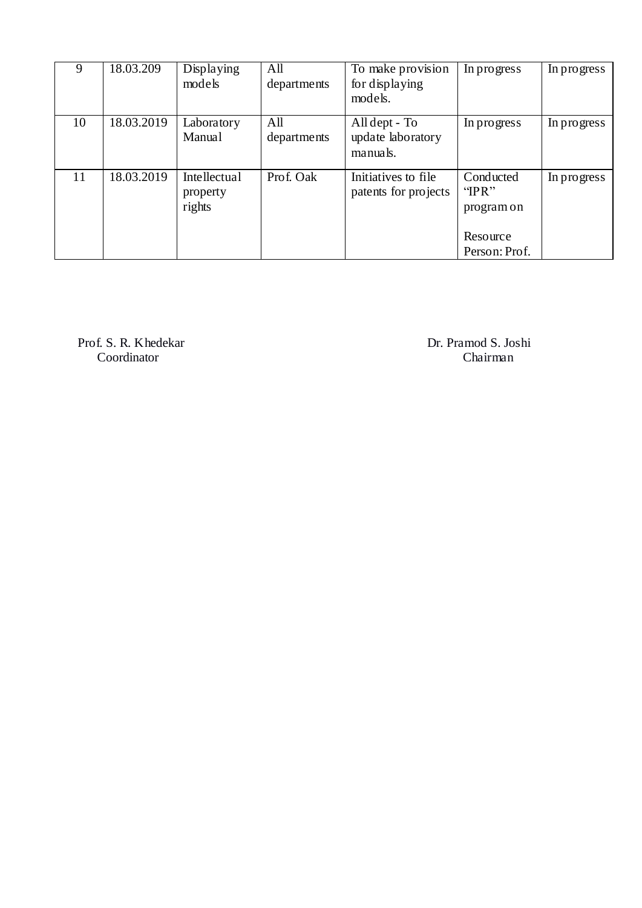| | | | | | | |
|---|---|---|---|---|---|---|
| 9 | 18.03.209 | Displaying models | All departments | To make provision for displaying models. | In progress | In progress |
| 10 | 18.03.2019 | Laboratory Manual | All departments | All dept - To update laboratory manuals. | In progress | In progress |
| 11 | 18.03.2019 | Intellectual property rights | Prof. Oak | Initiatives to file patents for projects | Conducted "IPR" program on<br><br>Resource Person: Prof. | In progress |

Prof. S. R. Khedekar
Coordinator

Dr. Pramod S. Joshi
Chairman